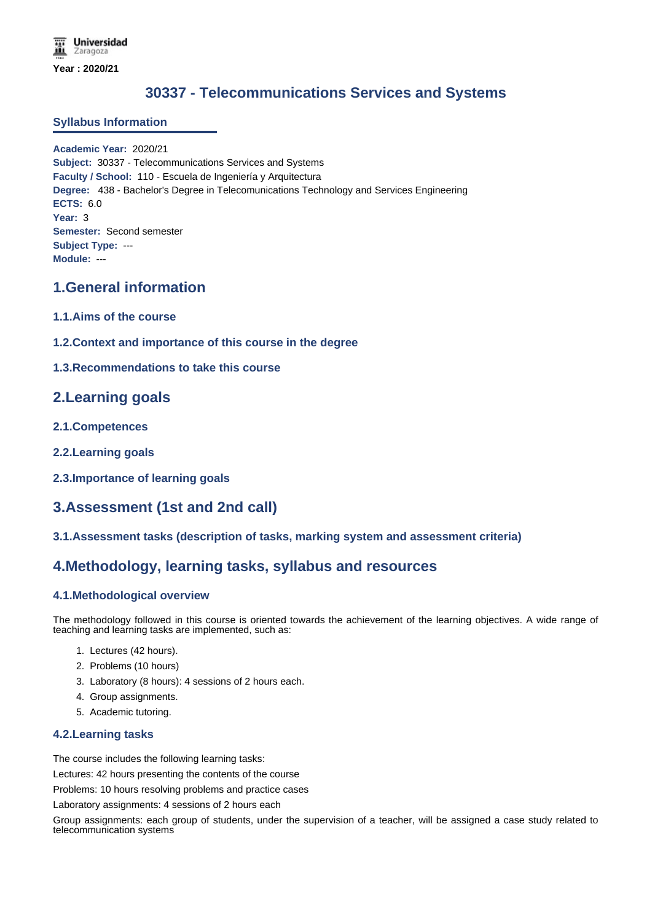Universidad Zaragoza

**Year : 2020/21**

# 30337 - Telecommunications Services and Systems

## Syllabus Information

**Academic Year:** 2020/21
**Subject:** 30337 - Telecommunications Services and Systems
**Faculty / School:** 110 - Escuela de Ingeniería y Arquitectura
**Degree:** 438 - Bachelor's Degree in Telecomunications Technology and Services Engineering
**ECTS:** 6.0
**Year:** 3
**Semester:** Second semester
**Subject Type:** ---
**Module:** ---

## 1.General information

### 1.1.Aims of the course

### 1.2.Context and importance of this course in the degree

### 1.3.Recommendations to take this course

## 2.Learning goals

### 2.1.Competences

### 2.2.Learning goals

### 2.3.Importance of learning goals

## 3.Assessment (1st and 2nd call)

### 3.1.Assessment tasks (description of tasks, marking system and assessment criteria)

## 4.Methodology, learning tasks, syllabus and resources

### 4.1.Methodological overview

The methodology followed in this course is oriented towards the achievement of the learning objectives. A wide range of teaching and learning tasks are implemented, such as:

1. Lectures (42 hours).
2. Problems (10 hours)
3. Laboratory (8 hours): 4 sessions of 2 hours each.
4. Group assignments.
5. Academic tutoring.

### 4.2.Learning tasks

The course includes the following learning tasks:

Lectures: 42 hours presenting the contents of the course

Problems: 10 hours resolving problems and practice cases

Laboratory assignments: 4 sessions of 2 hours each

Group assignments: each group of students, under the supervision of a teacher, will be assigned a case study related to telecommunication systems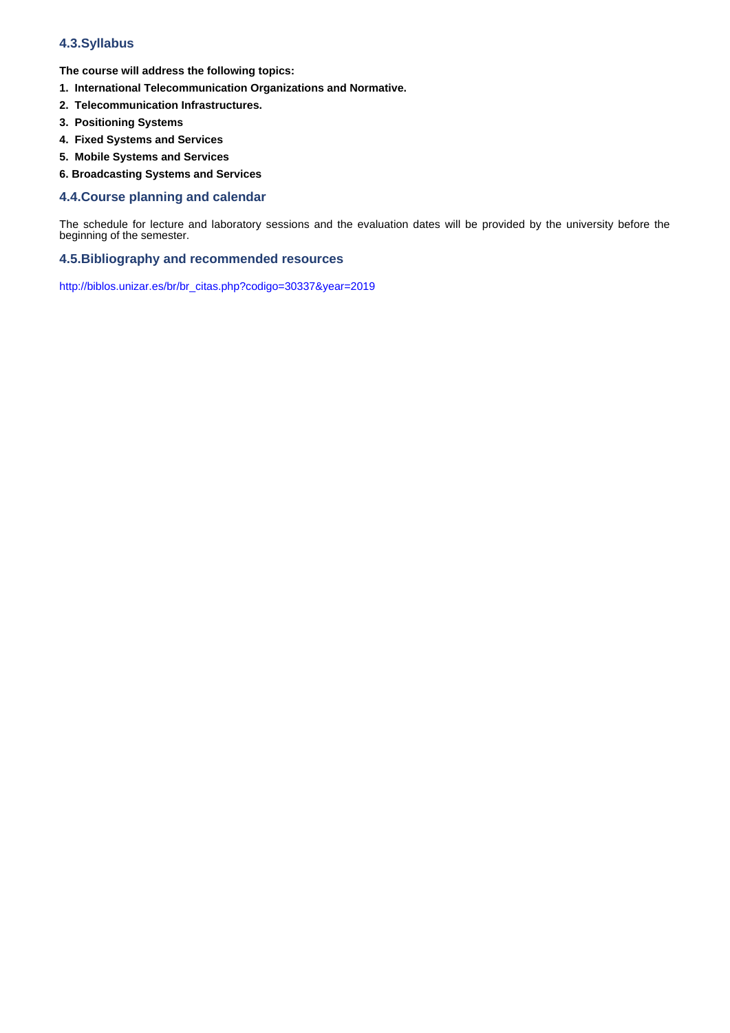## 4.3.Syllabus

**The course will address the following topics:**

1. **International Telecommunication Organizations and Normative.**
2. **Telecommunication Infrastructures.**
3. **Positioning Systems**
4. **Fixed Systems and Services**
5. **Mobile Systems and Services**
6. **Broadcasting Systems and Services**

## 4.4.Course planning and calendar

The schedule for lecture and laboratory sessions and the evaluation dates will be provided by the university before the beginning of the semester.

## 4.5.Bibliography and recommended resources

http://biblos.unizar.es/br/br_citas.php?codigo=30337&year=2019